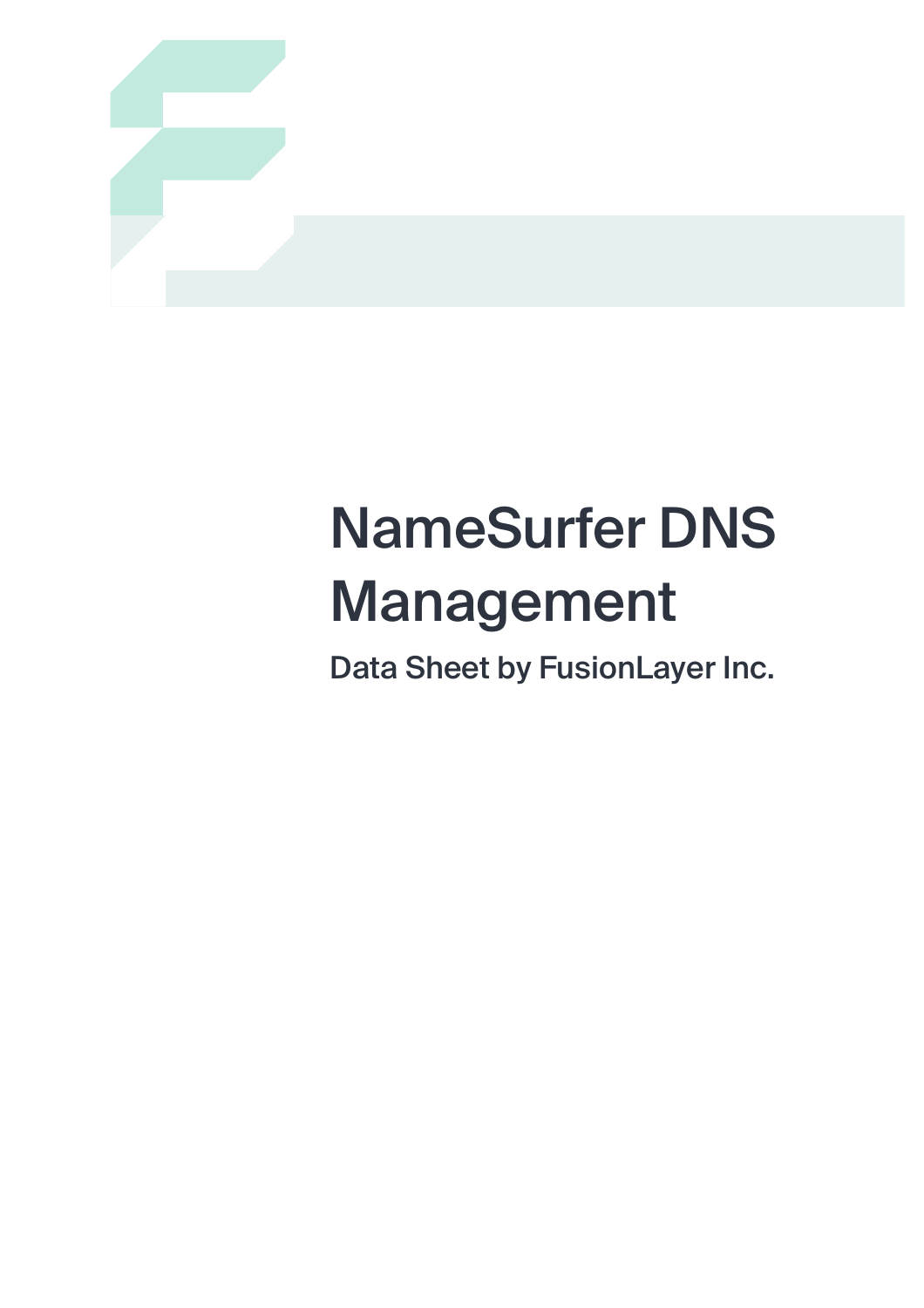# NameSurfer DNS Management

## Data Sheet by FusionLayer Inc.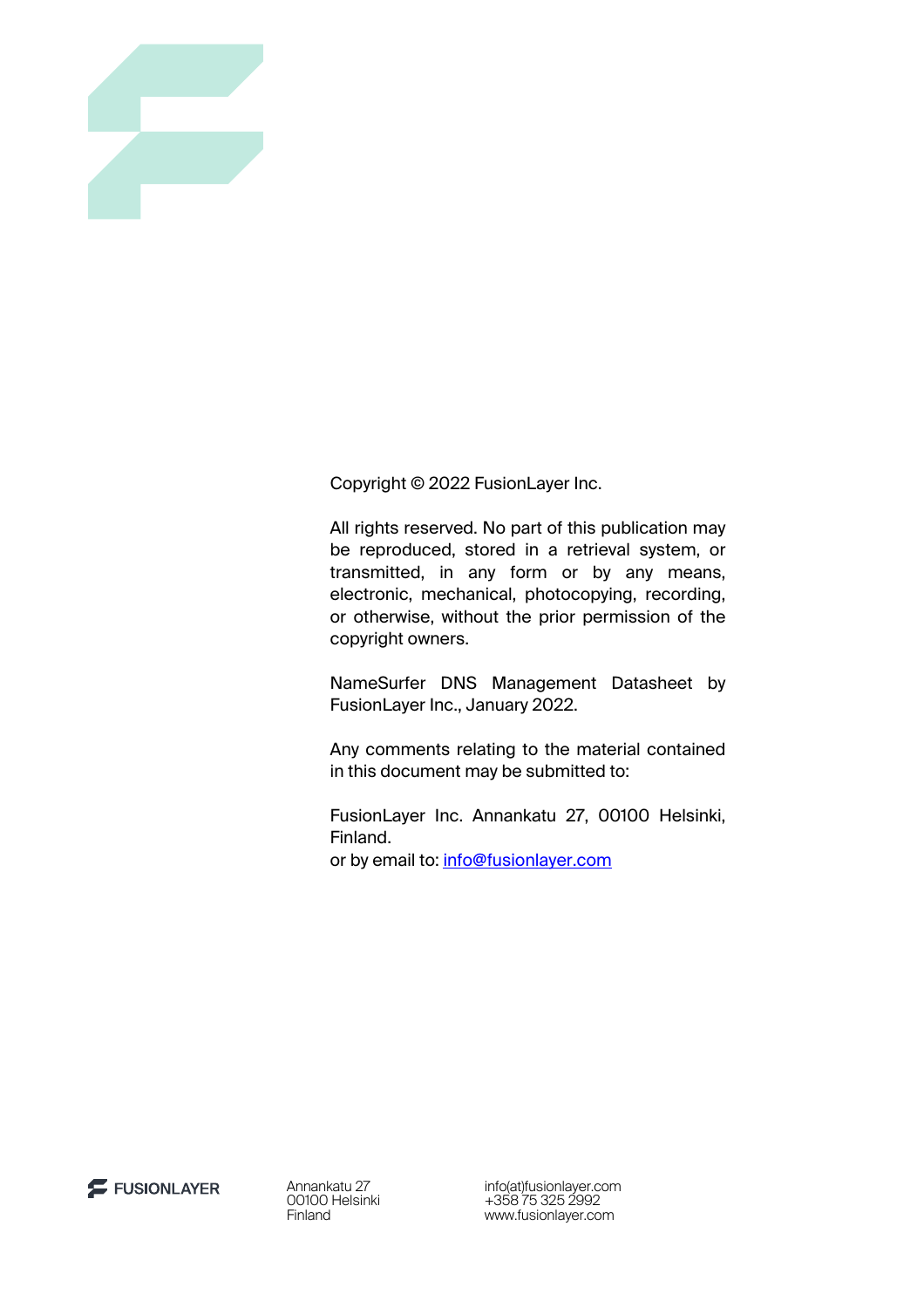Copyright © 2022 FusionLayer Inc.

All rights reserved. No part of this publication may be reproduced, stored in a retrieval system, or transmitted, in any form or by any means, electronic, mechanical, photocopying, recording, or otherwise, without the prior permission of the copyright owners.

NameSurfer DNS Management Datasheet by FusionLayer Inc., January 2022.

Any comments relating to the material contained in this document may be submitted to:

FusionLayer Inc. Annankatu 27, 00100 Helsinki, Finland.
or by email to: info@fusionlayer.com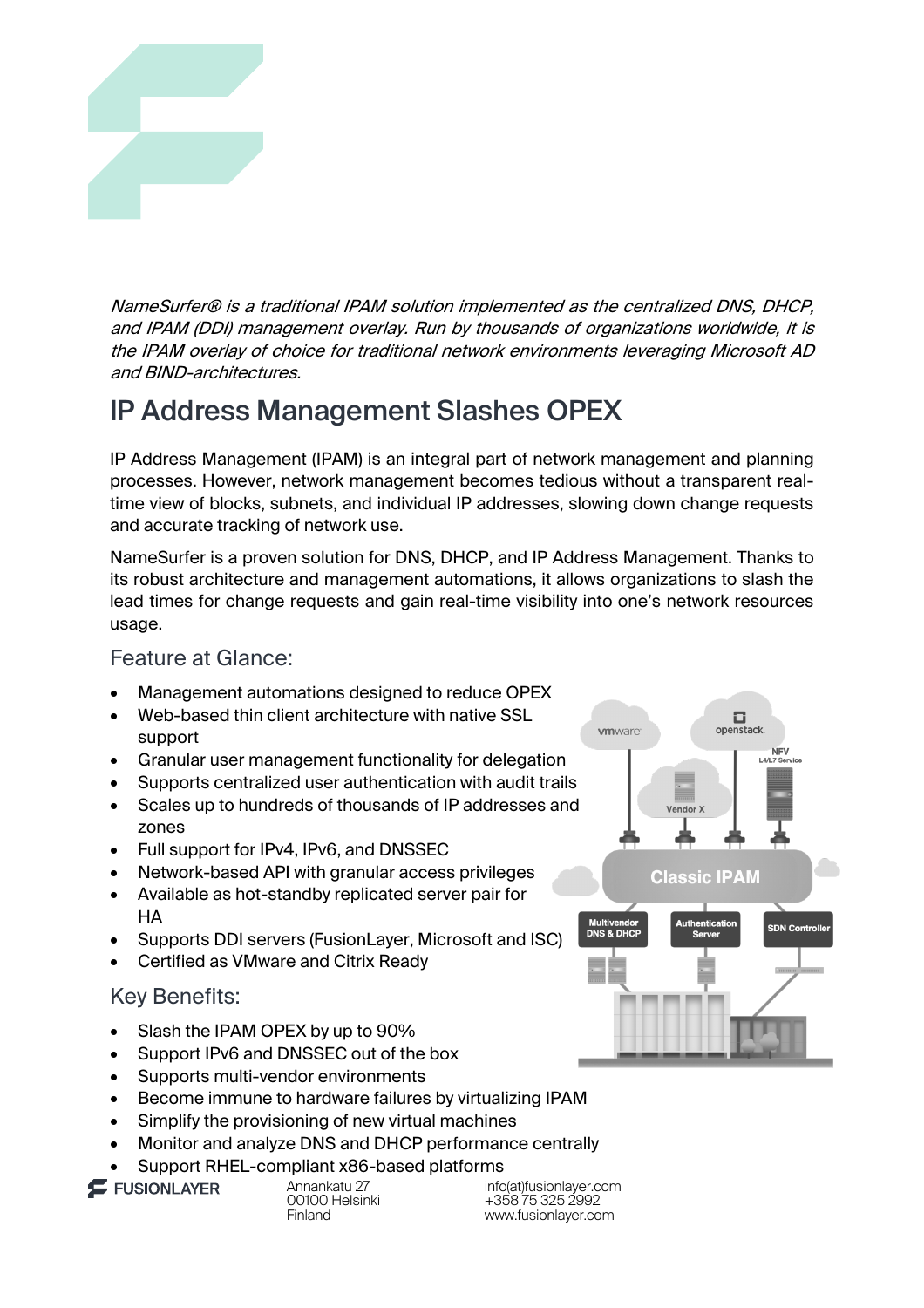*NameSurfer® is a traditional IPAM solution implemented as the centralized DNS, DHCP, and IPAM (DDI) management overlay. Run by thousands of organizations worldwide, it is the IPAM overlay of choice for traditional network environments leveraging Microsoft AD and BIND-architectures.*

# IP Address Management Slashes OPEX

IP Address Management (IPAM) is an integral part of network management and planning processes. However, network management becomes tedious without a transparent real-time view of blocks, subnets, and individual IP addresses, slowing down change requests and accurate tracking of network use.

NameSurfer is a proven solution for DNS, DHCP, and IP Address Management. Thanks to its robust architecture and management automations, it allows organizations to slash the lead times for change requests and gain real-time visibility into one's network resources usage.

## Feature at Glance:

- Management automations designed to reduce OPEX
- Web-based thin client architecture with native SSL support
- Granular user management functionality for delegation
- Supports centralized user authentication with audit trails
- Scales up to hundreds of thousands of IP addresses and zones
- Full support for IPv4, IPv6, and DNSSEC
- Network-based API with granular access privileges
- Available as hot-standby replicated server pair for HA
- Supports DDI servers (FusionLayer, Microsoft and ISC)
- Certified as VMware and Citrix Ready

## Key Benefits:

- Slash the IPAM OPEX by up to 90%
- Support IPv6 and DNSSEC out of the box
- Supports multi-vendor environments
- Become immune to hardware failures by virtualizing IPAM
- Simplify the provisioning of new virtual machines
- Monitor and analyze DNS and DHCP performance centrally
- Support RHEL-compliant x86-based platforms

FUSIONLAYER

Annankatu 27
00100 Helsinki
Finland

info(at)fusionlayer.com
+358 75 325 2992
www.fusionlayer.com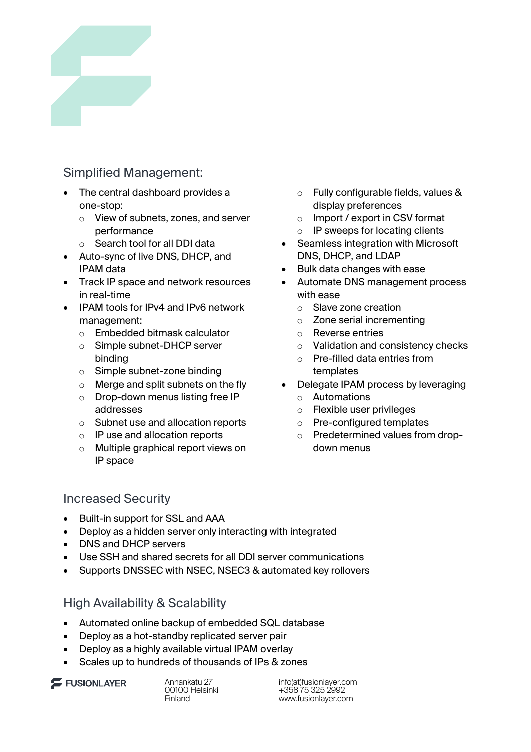## Simplified Management:

- The central dashboard provides a one-stop:
  - View of subnets, zones, and server performance
  - Search tool for all DDI data
- Auto-sync of live DNS, DHCP, and IPAM data
- Track IP space and network resources in real-time
- IPAM tools for IPv4 and IPv6 network management:
  - Embedded bitmask calculator
  - Simple subnet-DHCP server binding
  - Simple subnet-zone binding
  - Merge and split subnets on the fly
  - Drop-down menus listing free IP addresses
  - Subnet use and allocation reports
  - IP use and allocation reports
  - Multiple graphical report views on IP space
  - Fully configurable fields, values & display preferences
  - Import / export in CSV format
  - IP sweeps for locating clients
- Seamless integration with Microsoft DNS, DHCP, and LDAP
- Bulk data changes with ease
- Automate DNS management process with ease
  - Slave zone creation
  - Zone serial incrementing
  - Reverse entries
  - Validation and consistency checks
  - Pre-filled data entries from templates
- Delegate IPAM process by leveraging
  - Automations
  - Flexible user privileges
  - Pre-configured templates
  - Predetermined values from drop-down menus

## Increased Security

- Built-in support for SSL and AAA
- Deploy as a hidden server only interacting with integrated
- DNS and DHCP servers
- Use SSH and shared secrets for all DDI server communications
- Supports DNSSEC with NSEC, NSEC3 & automated key rollovers

## High Availability & Scalability

- Automated online backup of embedded SQL database
- Deploy as a hot-standby replicated server pair
- Deploy as a highly available virtual IPAM overlay
- Scales up to hundreds of thousands of IPs & zones

FUSIONLAYER

Annankatu 27
00100 Helsinki
Finland

info(at)fusionlayer.com
+358 75 325 2992
www.fusionlayer.com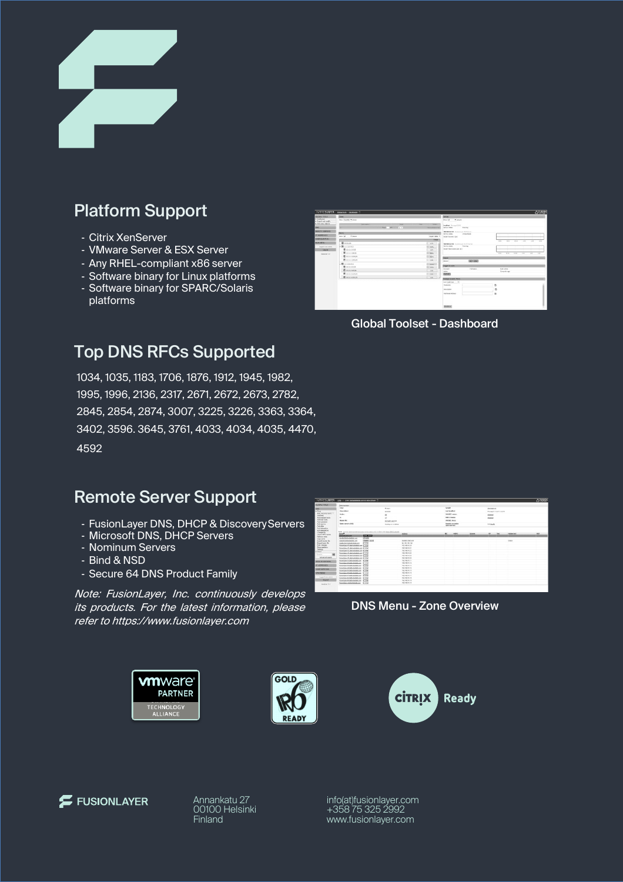## Platform Support

- Citrix XenServer
- VMware Server & ESX Server
- Any RHEL-compliant x86 server
- Software binary for Linux platforms
- Software binary for SPARC/Solaris platforms

Global Toolset - Dashboard

## Top DNS RFCs Supported

1034, 1035, 1183, 1706, 1876, 1912, 1945, 1982, 1995, 1996, 2136, 2317, 2671, 2672, 2673, 2782, 2845, 2854, 2874, 3007, 3225, 3226, 3363, 3364, 3402, 3596. 3645, 3761, 4033, 4034, 4035, 4470, 4592

## Remote Server Support

- FusionLayer DNS, DHCP & DiscoveryServers
- Microsoft DNS, DHCP Servers
- Nominum Servers
- Bind & NSD
- Secure 64 DNS Product Family

*Note: FusionLayer, Inc. continuously develops its products. For the latest information, please refer to https://www.fusionlayer.com*

DNS Menu - Zone Overview

FUSIONLAYER

Annankatu 27
00100 Helsinki
Finland

info(at)fusionlayer.com
+358 75 325 2992
www.fusionlayer.com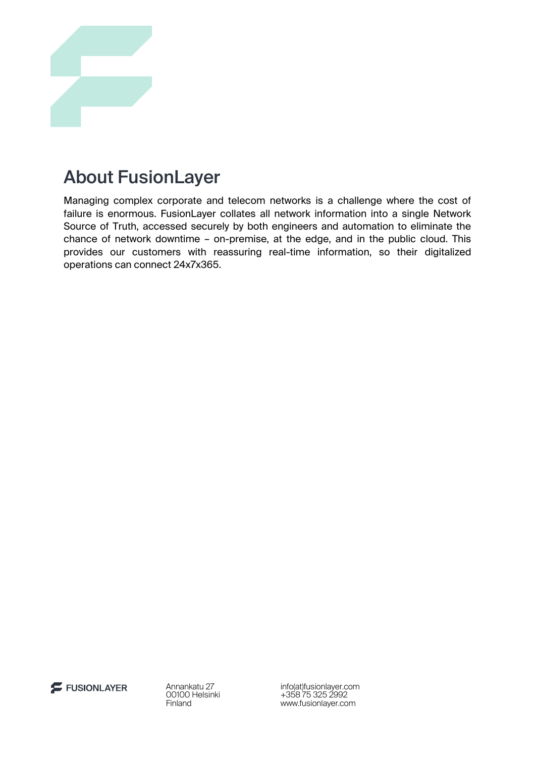## About FusionLayer

Managing complex corporate and telecom networks is a challenge where the cost of failure is enormous. FusionLayer collates all network information into a single Network Source of Truth, accessed securely by both engineers and automation to eliminate the chance of network downtime – on-premise, at the edge, and in the public cloud. This provides our customers with reassuring real-time information, so their digitalized operations can connect 24x7x365.

FUSIONLAYER

Annankatu 27
00100 Helsinki
Finland

info(at)fusionlayer.com
+358 75 325 2992
www.fusionlayer.com